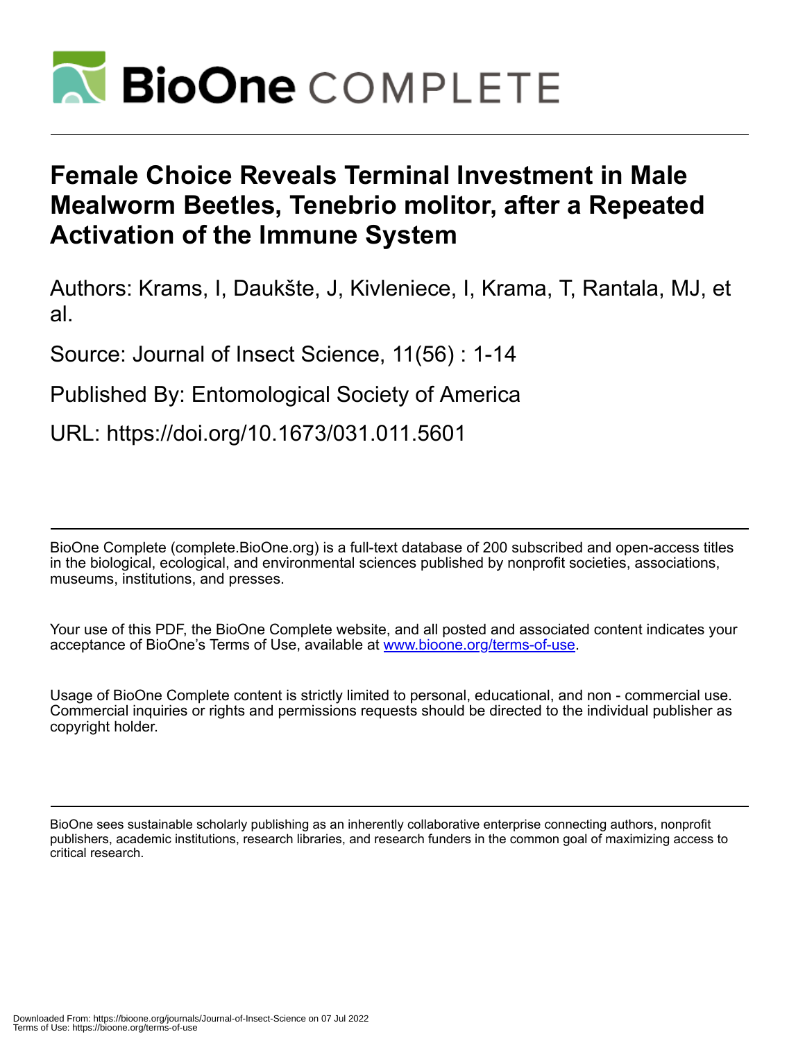# Female Choice Reveals Terminal Investment in Male Mealworm Beetles, Tenebrio molitor, after a Repeated Activation of the Immune System

Authors: Krams, I, Daukšte, J, Kivleniece, I, Krama, T, Rantala, MJ, et al.

Source: Journal of Insect Science, 11(56) : 1-14

Published By: Entomological Society of America

URL: https://doi.org/10.1673/031.011.5601

---

BioOne Complete (complete.BioOne.org) is a full-text database of 200 subscribed and open-access titles in the biological, ecological, and environmental sciences published by nonprofit societies, associations, museums, institutions, and presses.

Your use of this PDF, the BioOne Complete website, and all posted and associated content indicates your acceptance of BioOne's Terms of Use, available at www.bioone.org/terms-of-use.

Usage of BioOne Complete content is strictly limited to personal, educational, and non - commercial use. Commercial inquiries or rights and permissions requests should be directed to the individual publisher as copyright holder.

---

BioOne sees sustainable scholarly publishing as an inherently collaborative enterprise connecting authors, nonprofit publishers, academic institutions, research libraries, and research funders in the common goal of maximizing access to critical research.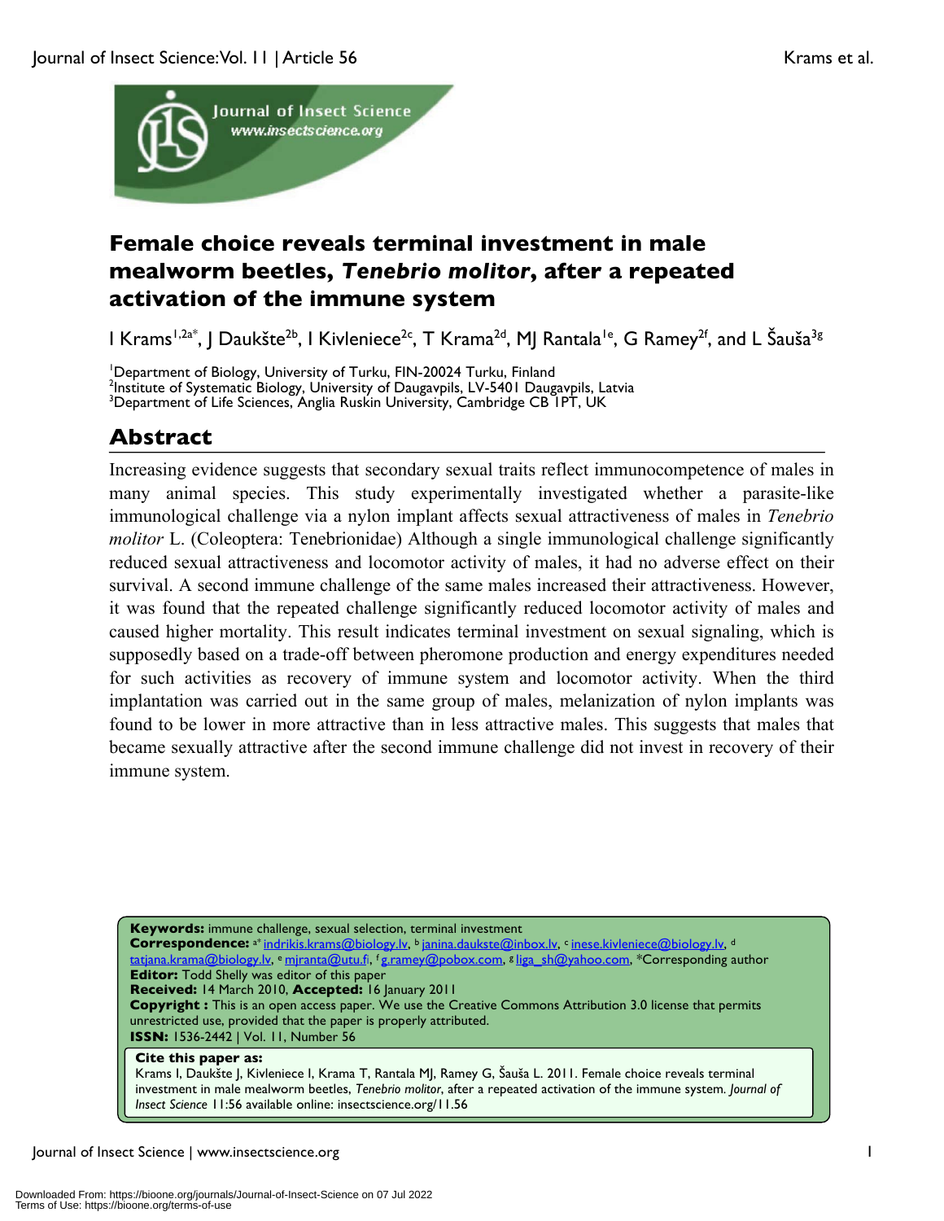# Female choice reveals terminal investment in male mealworm beetles, *Tenebrio molitor*, after a repeated activation of the immune system

I Krams[1,2a*], J Daukšte[2b], I Kivleniece[2c], T Krama[2d], MJ Rantala[1e], G Ramey[2f], and L Šauša[3g]

[1]Department of Biology, University of Turku, FIN-20024 Turku, Finland
[2]Institute of Systematic Biology, University of Daugavpils, LV-5401 Daugavpils, Latvia
[3]Department of Life Sciences, Anglia Ruskin University, Cambridge CB 1PT, UK

## Abstract

Increasing evidence suggests that secondary sexual traits reflect immunocompetence of males in many animal species. This study experimentally investigated whether a parasite-like immunological challenge via a nylon implant affects sexual attractiveness of males in *Tenebrio molitor* L. (Coleoptera: Tenebrionidae) Although a single immunological challenge significantly reduced sexual attractiveness and locomotor activity of males, it had no adverse effect on their survival. A second immune challenge of the same males increased their attractiveness. However, it was found that the repeated challenge significantly reduced locomotor activity of males and caused higher mortality. This result indicates terminal investment on sexual signaling, which is supposedly based on a trade-off between pheromone production and energy expenditures needed for such activities as recovery of immune system and locomotor activity. When the third implantation was carried out in the same group of males, melanization of nylon implants was found to be lower in more attractive than in less attractive males. This suggests that males that became sexually attractive after the second immune challenge did not invest in recovery of their immune system.

**Keywords:** immune challenge, sexual selection, terminal investment
**Correspondence:** a* indrikis.krams@biology.lv, b janina.daukste@inbox.lv, c inese.kivleniece@biology.lv, d tatjana.krama@biology.lv, e mjranta@utu.fi, f g.ramey@pobox.com, g liga_sh@yahoo.com, *Corresponding author
**Editor:** Todd Shelly was editor of this paper
**Received:** 14 March 2010, **Accepted:** 16 January 2011
**Copyright :** This is an open access paper. We use the Creative Commons Attribution 3.0 license that permits unrestricted use, provided that the paper is properly attributed.
**ISSN:** 1536-2442 | Vol. 11, Number 56

**Cite this paper as:**
Krams I, Daukšte J, Kivleniece I, Krama T, Rantala MJ, Ramey G, Šauša L. 2011. Female choice reveals terminal investment in male mealworm beetles, *Tenebrio molitor*, after a repeated activation of the immune system. *Journal of Insect Science* 11:56 available online: insectscience.org/11.56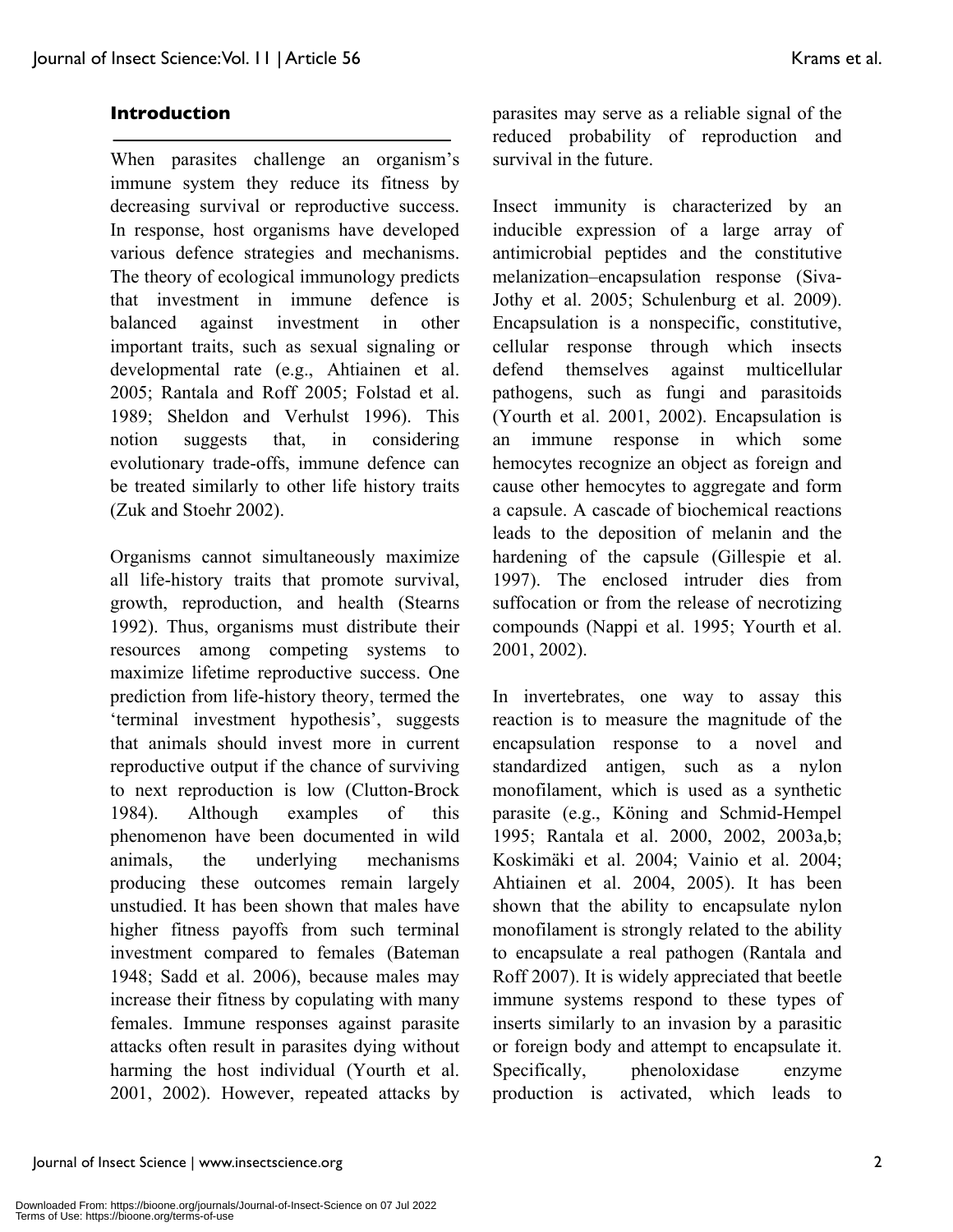## Introduction

When parasites challenge an organism's immune system they reduce its fitness by decreasing survival or reproductive success. In response, host organisms have developed various defence strategies and mechanisms. The theory of ecological immunology predicts that investment in immune defence is balanced against investment in other important traits, such as sexual signaling or developmental rate (e.g., Ahtiainen et al. 2005; Rantala and Roff 2005; Folstad et al. 1989; Sheldon and Verhulst 1996). This notion suggests that, in considering evolutionary trade-offs, immune defence can be treated similarly to other life history traits (Zuk and Stoehr 2002).

Organisms cannot simultaneously maximize all life-history traits that promote survival, growth, reproduction, and health (Stearns 1992). Thus, organisms must distribute their resources among competing systems to maximize lifetime reproductive success. One prediction from life-history theory, termed the 'terminal investment hypothesis', suggests that animals should invest more in current reproductive output if the chance of surviving to next reproduction is low (Clutton-Brock 1984). Although examples of this phenomenon have been documented in wild animals, the underlying mechanisms producing these outcomes remain largely unstudied. It has been shown that males have higher fitness payoffs from such terminal investment compared to females (Bateman 1948; Sadd et al. 2006), because males may increase their fitness by copulating with many females. Immune responses against parasite attacks often result in parasites dying without harming the host individual (Yourth et al. 2001, 2002). However, repeated attacks by parasites may serve as a reliable signal of the reduced probability of reproduction and survival in the future.

Insect immunity is characterized by an inducible expression of a large array of antimicrobial peptides and the constitutive melanization–encapsulation response (Siva-Jothy et al. 2005; Schulenburg et al. 2009). Encapsulation is a nonspecific, constitutive, cellular response through which insects defend themselves against multicellular pathogens, such as fungi and parasitoids (Yourth et al. 2001, 2002). Encapsulation is an immune response in which some hemocytes recognize an object as foreign and cause other hemocytes to aggregate and form a capsule. A cascade of biochemical reactions leads to the deposition of melanin and the hardening of the capsule (Gillespie et al. 1997). The enclosed intruder dies from suffocation or from the release of necrotizing compounds (Nappi et al. 1995; Yourth et al. 2001, 2002).

In invertebrates, one way to assay this reaction is to measure the magnitude of the encapsulation response to a novel and standardized antigen, such as a nylon monofilament, which is used as a synthetic parasite (e.g., Köning and Schmid-Hempel 1995; Rantala et al. 2000, 2002, 2003a,b; Koskimäki et al. 2004; Vainio et al. 2004; Ahtiainen et al. 2004, 2005). It has been shown that the ability to encapsulate nylon monofilament is strongly related to the ability to encapsulate a real pathogen (Rantala and Roff 2007). It is widely appreciated that beetle immune systems respond to these types of inserts similarly to an invasion by a parasitic or foreign body and attempt to encapsulate it. Specifically, phenoloxidase enzyme production is activated, which leads to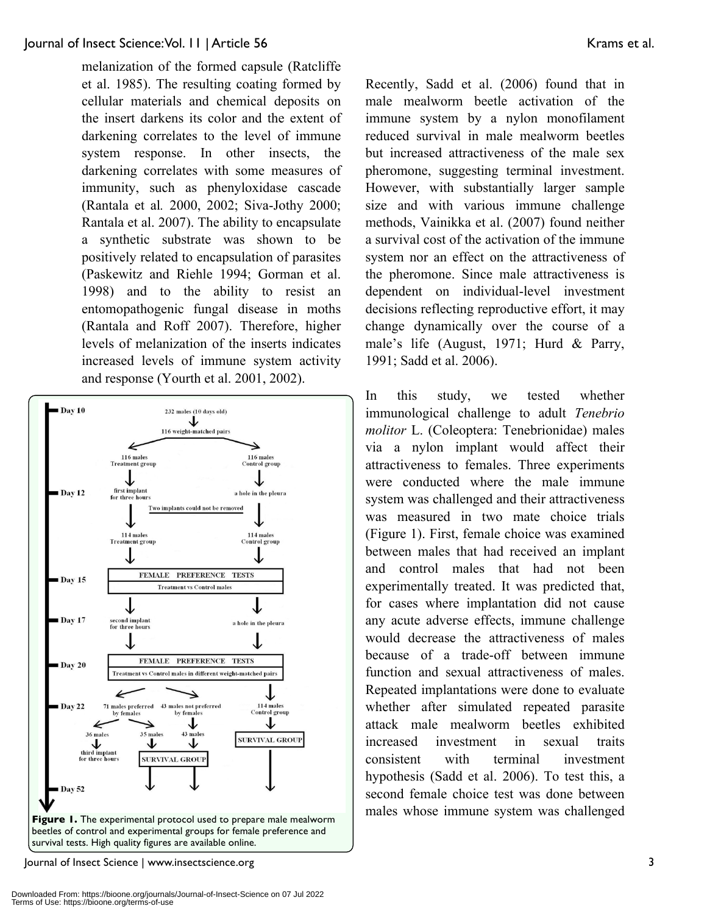melanization of the formed capsule (Ratcliffe et al. 1985). The resulting coating formed by cellular materials and chemical deposits on the insert darkens its color and the extent of darkening correlates to the level of immune system response. In other insects, the darkening correlates with some measures of immunity, such as phenyloxidase cascade (Rantala et al*.* 2000, 2002; Siva-Jothy 2000; Rantala et al. 2007). The ability to encapsulate a synthetic substrate was shown to be positively related to encapsulation of parasites (Paskewitz and Riehle 1994; Gorman et al. 1998) and to the ability to resist an entomopathogenic fungal disease in moths (Rantala and Roff 2007). Therefore, higher levels of melanization of the inserts indicates increased levels of immune system activity and response (Yourth et al. 2001, 2002).

**Figure 1.** The experimental protocol used to prepare male mealworm beetles of control and experimental groups for female preference and survival tests. High quality figures are available online.

Recently, Sadd et al. (2006) found that in male mealworm beetle activation of the immune system by a nylon monofilament reduced survival in male mealworm beetles but increased attractiveness of the male sex pheromone, suggesting terminal investment. However, with substantially larger sample size and with various immune challenge methods, Vainikka et al. (2007) found neither a survival cost of the activation of the immune system nor an effect on the attractiveness of the pheromone. Since male attractiveness is dependent on individual-level investment decisions reflecting reproductive effort, it may change dynamically over the course of a male's life (August, 1971; Hurd & Parry, 1991; Sadd et al. 2006).

In this study, we tested whether immunological challenge to adult *Tenebrio molitor* L. (Coleoptera: Tenebrionidae) males via a nylon implant would affect their attractiveness to females. Three experiments were conducted where the male immune system was challenged and their attractiveness was measured in two mate choice trials (Figure 1). First, female choice was examined between males that had received an implant and control males that had not been experimentally treated. It was predicted that, for cases where implantation did not cause any acute adverse effects, immune challenge would decrease the attractiveness of males because of a trade-off between immune function and sexual attractiveness of males. Repeated implantations were done to evaluate whether after simulated repeated parasite attack male mealworm beetles exhibited increased investment in sexual traits consistent with terminal investment hypothesis (Sadd et al. 2006). To test this, a second female choice test was done between males whose immune system was challenged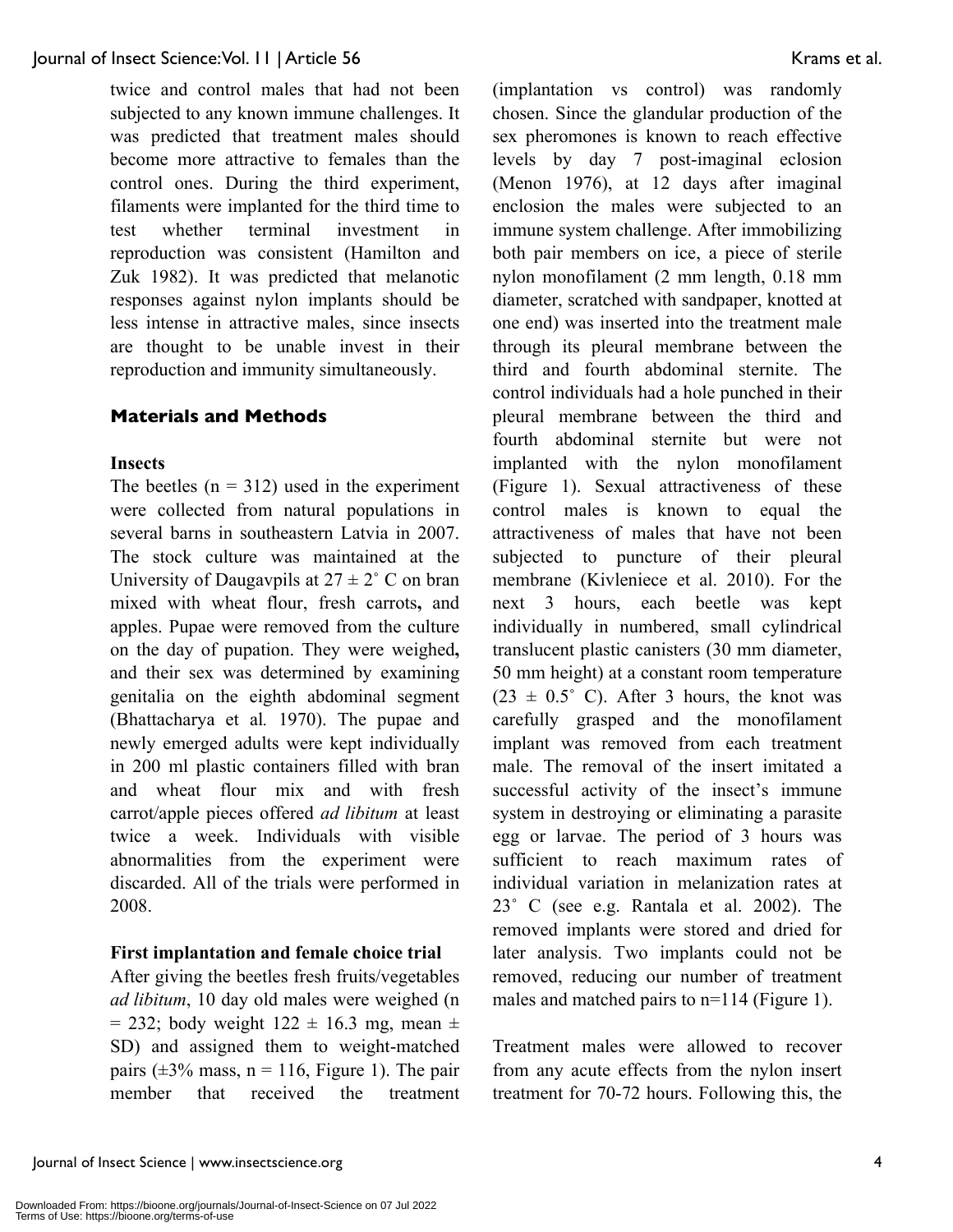twice and control males that had not been subjected to any known immune challenges. It was predicted that treatment males should become more attractive to females than the control ones. During the third experiment, filaments were implanted for the third time to test whether terminal investment in reproduction was consistent (Hamilton and Zuk 1982). It was predicted that melanotic responses against nylon implants should be less intense in attractive males, since insects are thought to be unable invest in their reproduction and immunity simultaneously.

## Materials and Methods

### Insects

The beetles (n = 312) used in the experiment were collected from natural populations in several barns in southeastern Latvia in 2007. The stock culture was maintained at the University of Daugavpils at 27 ± 2˚ C on bran mixed with wheat flour, fresh carrots**,** and apples. Pupae were removed from the culture on the day of pupation. They were weighed**,** and their sex was determined by examining genitalia on the eighth abdominal segment (Bhattacharya et al*.* 1970). The pupae and newly emerged adults were kept individually in 200 ml plastic containers filled with bran and wheat flour mix and with fresh carrot/apple pieces offered *ad libitum* at least twice a week. Individuals with visible abnormalities from the experiment were discarded. All of the trials were performed in 2008.

### First implantation and female choice trial

After giving the beetles fresh fruits/vegetables *ad libitum*, 10 day old males were weighed (n = 232; body weight 122 ± 16.3 mg, mean ± SD) and assigned them to weight-matched pairs (±3% mass, n = 116, Figure 1). The pair member that received the treatment (implantation vs control) was randomly chosen. Since the glandular production of the sex pheromones is known to reach effective levels by day 7 post-imaginal eclosion (Menon 1976), at 12 days after imaginal enclosion the males were subjected to an immune system challenge. After immobilizing both pair members on ice, a piece of sterile nylon monofilament (2 mm length, 0.18 mm diameter, scratched with sandpaper, knotted at one end) was inserted into the treatment male through its pleural membrane between the third and fourth abdominal sternite. The control individuals had a hole punched in their pleural membrane between the third and fourth abdominal sternite but were not implanted with the nylon monofilament (Figure 1). Sexual attractiveness of these control males is known to equal the attractiveness of males that have not been subjected to puncture of their pleural membrane (Kivleniece et al. 2010). For the next 3 hours, each beetle was kept individually in numbered, small cylindrical translucent plastic canisters (30 mm diameter, 50 mm height) at a constant room temperature (23 ± 0.5˚ C). After 3 hours, the knot was carefully grasped and the monofilament implant was removed from each treatment male. The removal of the insert imitated a successful activity of the insect's immune system in destroying or eliminating a parasite egg or larvae. The period of 3 hours was sufficient to reach maximum rates of individual variation in melanization rates at 23˚ C (see e.g. Rantala et al. 2002). The removed implants were stored and dried for later analysis. Two implants could not be removed, reducing our number of treatment males and matched pairs to n=114 (Figure 1).

Treatment males were allowed to recover from any acute effects from the nylon insert treatment for 70-72 hours. Following this, the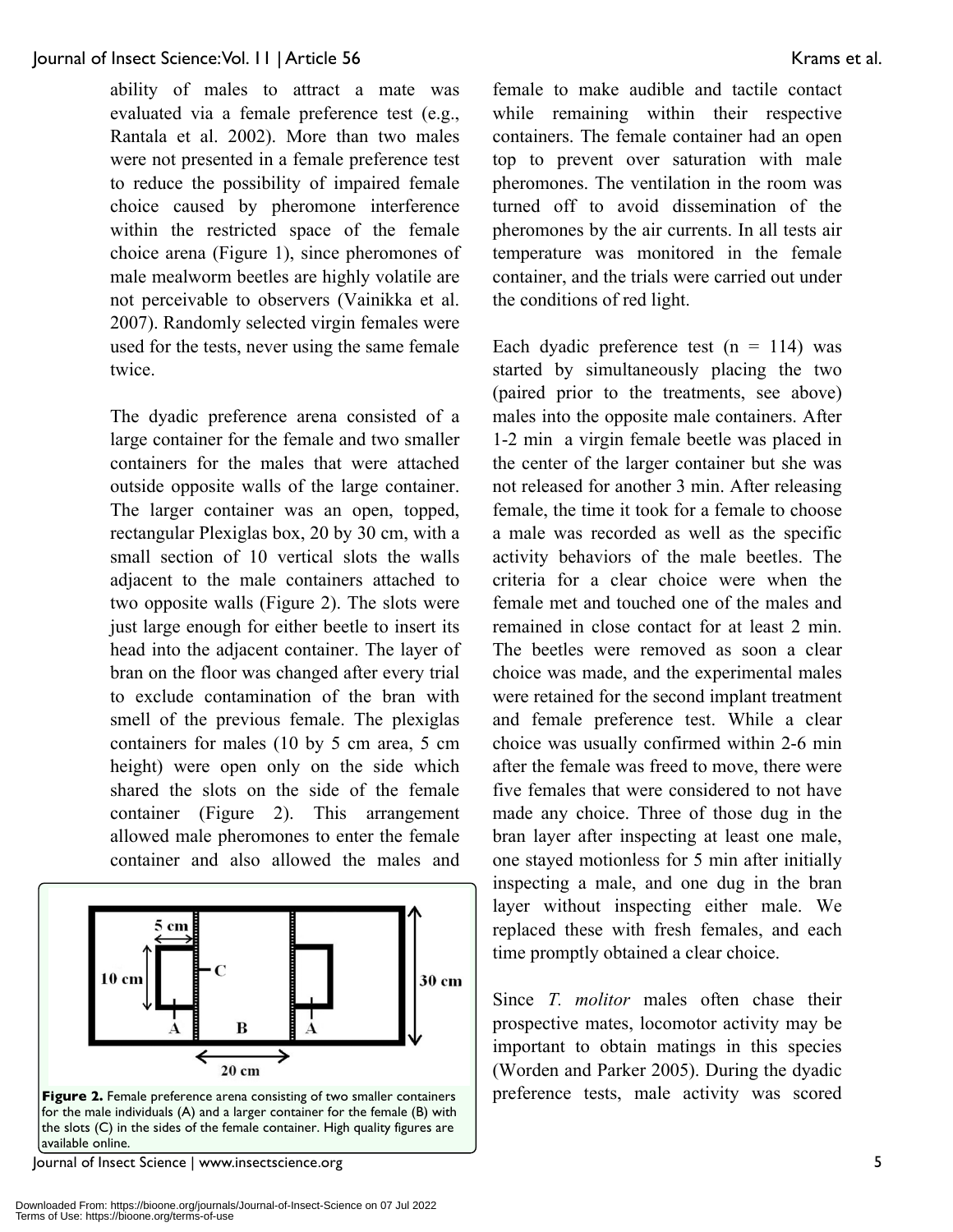ability of males to attract a mate was evaluated via a female preference test (e.g., Rantala et al. 2002). More than two males were not presented in a female preference test to reduce the possibility of impaired female choice caused by pheromone interference within the restricted space of the female choice arena (Figure 1), since pheromones of male mealworm beetles are highly volatile are not perceivable to observers (Vainikka et al. 2007). Randomly selected virgin females were used for the tests, never using the same female twice.

The dyadic preference arena consisted of a large container for the female and two smaller containers for the males that were attached outside opposite walls of the large container. The larger container was an open, topped, rectangular Plexiglas box, 20 by 30 cm, with a small section of 10 vertical slots the walls adjacent to the male containers attached to two opposite walls (Figure 2). The slots were just large enough for either beetle to insert its head into the adjacent container. The layer of bran on the floor was changed after every trial to exclude contamination of the bran with smell of the previous female. The plexiglas containers for males (10 by 5 cm area, 5 cm height) were open only on the side which shared the slots on the side of the female container (Figure 2). This arrangement allowed male pheromones to enter the female container and also allowed the males and female to make audible and tactile contact while remaining within their respective containers. The female container had an open top to prevent over saturation with male pheromones. The ventilation in the room was turned off to avoid dissemination of the pheromones by the air currents. In all tests air temperature was monitored in the female container, and the trials were carried out under the conditions of red light.

**Figure 2.** Female preference arena consisting of two smaller containers for the male individuals (A) and a larger container for the female (B) with the slots (C) in the sides of the female container. High quality figures are available online.

Each dyadic preference test (n = 114) was started by simultaneously placing the two (paired prior to the treatments, see above) males into the opposite male containers. After 1-2 min a virgin female beetle was placed in the center of the larger container but she was not released for another 3 min. After releasing female, the time it took for a female to choose a male was recorded as well as the specific activity behaviors of the male beetles. The criteria for a clear choice were when the female met and touched one of the males and remained in close contact for at least 2 min. The beetles were removed as soon a clear choice was made, and the experimental males were retained for the second implant treatment and female preference test. While a clear choice was usually confirmed within 2-6 min after the female was freed to move, there were five females that were considered to not have made any choice. Three of those dug in the bran layer after inspecting at least one male, one stayed motionless for 5 min after initially inspecting a male, and one dug in the bran layer without inspecting either male. We replaced these with fresh females, and each time promptly obtained a clear choice.

Since *T. molitor* males often chase their prospective mates, locomotor activity may be important to obtain matings in this species (Worden and Parker 2005). During the dyadic preference tests, male activity was scored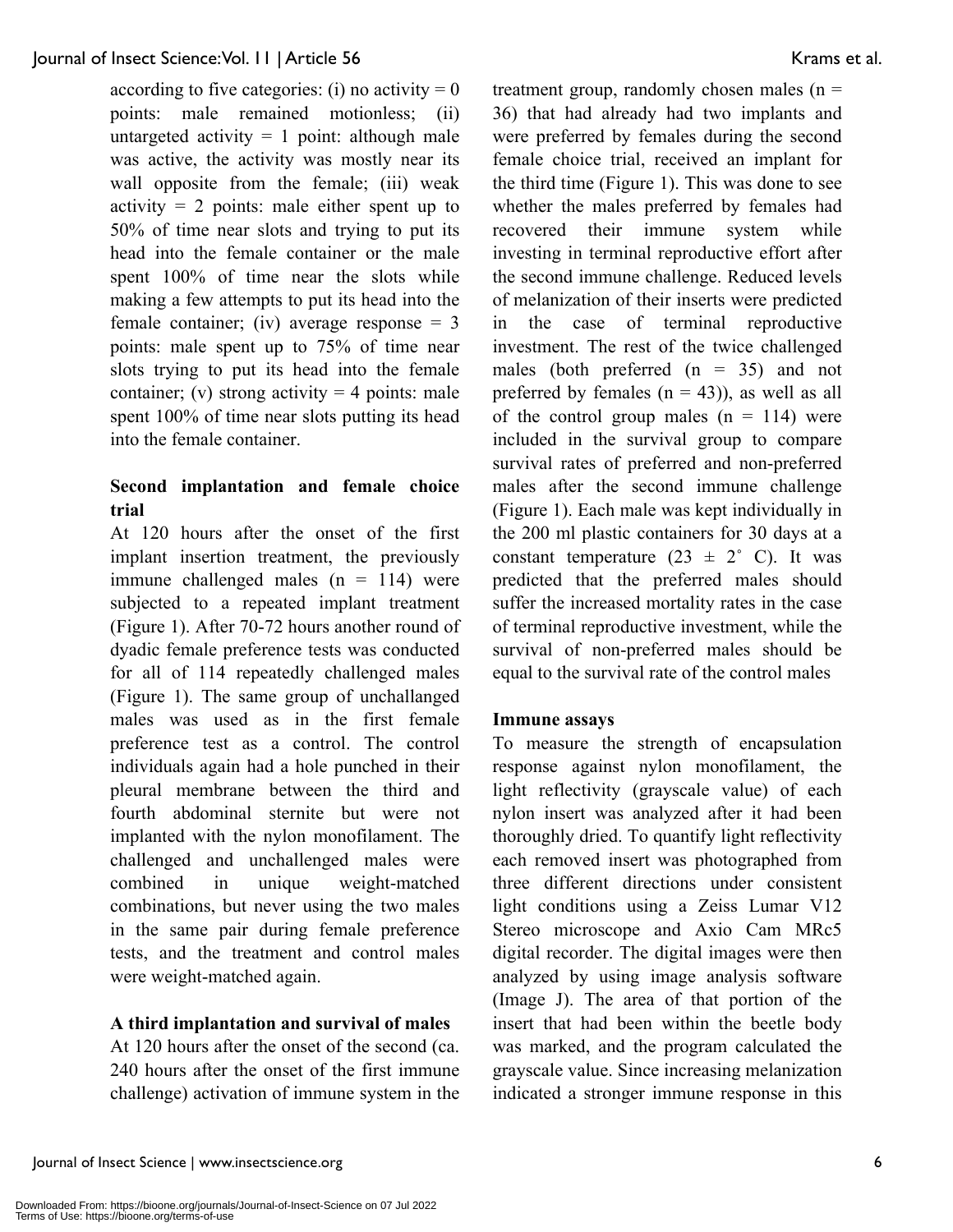according to five categories: (i) no activity = 0 points: male remained motionless; (ii) untargeted activity = 1 point: although male was active, the activity was mostly near its wall opposite from the female; (iii) weak activity = 2 points: male either spent up to 50% of time near slots and trying to put its head into the female container or the male spent 100% of time near the slots while making a few attempts to put its head into the female container; (iv) average response = 3 points: male spent up to 75% of time near slots trying to put its head into the female container; (v) strong activity = 4 points: male spent 100% of time near slots putting its head into the female container.

### Second implantation and female choice trial

At 120 hours after the onset of the first implant insertion treatment, the previously immune challenged males (n = 114) were subjected to a repeated implant treatment (Figure 1). After 70-72 hours another round of dyadic female preference tests was conducted for all of 114 repeatedly challenged males (Figure 1). The same group of unchallanged males was used as in the first female preference test as a control. The control individuals again had a hole punched in their pleural membrane between the third and fourth abdominal sternite but were not implanted with the nylon monofilament. The challenged and unchallenged males were combined in unique weight-matched combinations, but never using the two males in the same pair during female preference tests, and the treatment and control males were weight-matched again.

### A third implantation and survival of males

At 120 hours after the onset of the second (ca. 240 hours after the onset of the first immune challenge) activation of immune system in the treatment group, randomly chosen males (n = 36) that had already had two implants and were preferred by females during the second female choice trial, received an implant for the third time (Figure 1). This was done to see whether the males preferred by females had recovered their immune system while investing in terminal reproductive effort after the second immune challenge. Reduced levels of melanization of their inserts were predicted in the case of terminal reproductive investment. The rest of the twice challenged males (both preferred (n = 35) and not preferred by females (n = 43)), as well as all of the control group males (n = 114) were included in the survival group to compare survival rates of preferred and non-preferred males after the second immune challenge (Figure 1). Each male was kept individually in the 200 ml plastic containers for 30 days at a constant temperature (23 ± 2° C). It was predicted that the preferred males should suffer the increased mortality rates in the case of terminal reproductive investment, while the survival of non-preferred males should be equal to the survival rate of the control males

### Immune assays

To measure the strength of encapsulation response against nylon monofilament, the light reflectivity (grayscale value) of each nylon insert was analyzed after it had been thoroughly dried. To quantify light reflectivity each removed insert was photographed from three different directions under consistent light conditions using a Zeiss Lumar V12 Stereo microscope and Axio Cam MRc5 digital recorder. The digital images were then analyzed by using image analysis software (Image J). The area of that portion of the insert that had been within the beetle body was marked, and the program calculated the grayscale value. Since increasing melanization indicated a stronger immune response in this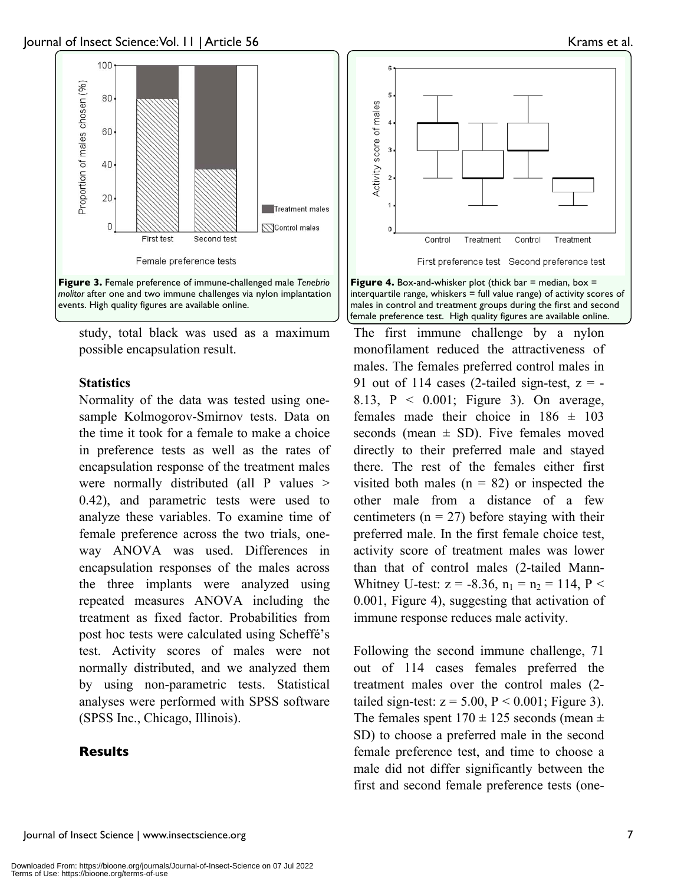Figure 3. Female preference of immune-challenged male *Tenebrio molitor* after one and two immune challenges via nylon implantation events. High quality figures are available online.

Figure 4. Box-and-whisker plot (thick bar = median, box = interquartile range, whiskers = full value range) of activity scores of males in control and treatment groups during the first and second female preference test. High quality figures are available online.

study, total black was used as a maximum possible encapsulation result.

### Statistics

Normality of the data was tested using one-sample Kolmogorov-Smirnov tests. Data on the time it took for a female to make a choice in preference tests as well as the rates of encapsulation response of the treatment males were normally distributed (all P values > 0.42), and parametric tests were used to analyze these variables. To examine time of female preference across the two trials, one-way ANOVA was used. Differences in encapsulation responses of the males across the three implants were analyzed using repeated measures ANOVA including the treatment as fixed factor. Probabilities from post hoc tests were calculated using Scheffé's test. Activity scores of males were not normally distributed, and we analyzed them by using non-parametric tests. Statistical analyses were performed with SPSS software (SPSS Inc., Chicago, Illinois).

## Results

The first immune challenge by a nylon monofilament reduced the attractiveness of males. The females preferred control males in 91 out of 114 cases (2-tailed sign-test, $z = -8.13$, $P < 0.001$; Figure 3). On average, females made their choice in 186 ± 103 seconds (mean ± SD). Five females moved directly to their preferred male and stayed there. The rest of the females either first visited both males ($n = 82$) or inspected the other male from a distance of a few centimeters ($n = 27$) before staying with their preferred male. In the first female choice test, activity score of treatment males was lower than that of control males (2-tailed Mann-Whitney U-test: $z = -8.36$, $n_1 = n_2 = 114$, $P < 0.001$, Figure 4), suggesting that activation of immune response reduces male activity.

Following the second immune challenge, 71 out of 114 cases females preferred the treatment males over the control males (2-tailed sign-test: $z = 5.00$, $P < 0.001$; Figure 3). The females spent 170 ± 125 seconds (mean ± SD) to choose a preferred male in the second female preference test, and time to choose a male did not differ significantly between the first and second female preference tests (one-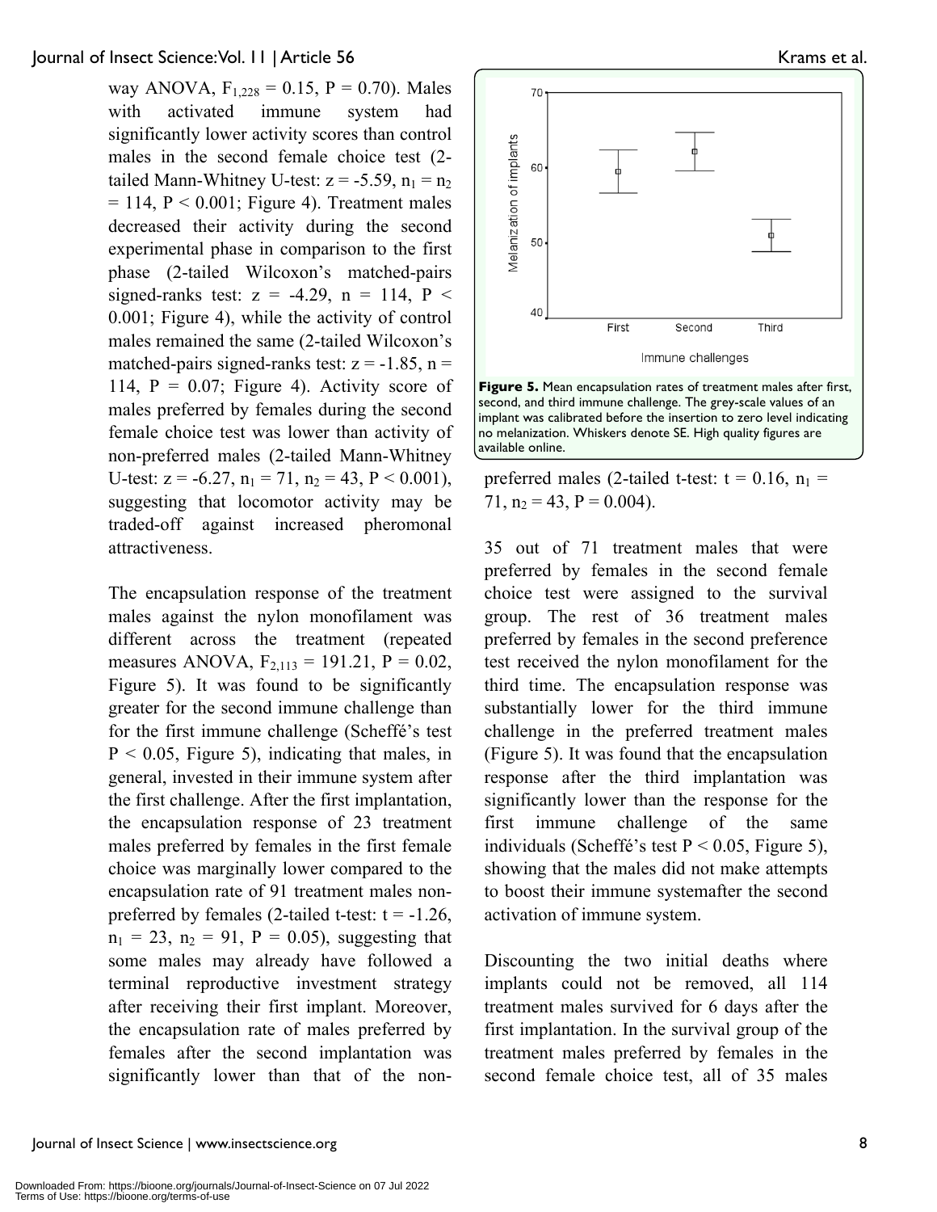way ANOVA, $F_{1,228} = 0.15$, $P = 0.70$). Males with activated immune system had significantly lower activity scores than control males in the second female choice test (2-tailed Mann-Whitney U-test: $z = -5.59$, $n_1 = n_2 = 114$, $P < 0.001$; Figure 4). Treatment males decreased their activity during the second experimental phase in comparison to the first phase (2-tailed Wilcoxon's matched-pairs signed-ranks test: $z = -4.29$, $n = 114$, $P < 0.001$; Figure 4), while the activity of control males remained the same (2-tailed Wilcoxon's matched-pairs signed-ranks test: $z = -1.85$, $n = 114$, $P = 0.07$; Figure 4). Activity score of males preferred by females during the second female choice test was lower than activity of non-preferred males (2-tailed Mann-Whitney U-test: $z = -6.27$, $n_1 = 71$, $n_2 = 43$, $P < 0.001$), suggesting that locomotor activity may be traded-off against increased pheromonal attractiveness.

The encapsulation response of the treatment males against the nylon monofilament was different across the treatment (repeated measures ANOVA, $F_{2,113} = 191.21$, $P = 0.02$, Figure 5). It was found to be significantly greater for the second immune challenge than for the first immune challenge (Scheffé's test $P < 0.05$, Figure 5), indicating that males, in general, invested in their immune system after the first challenge. After the first implantation, the encapsulation response of 23 treatment males preferred by females in the first female choice was marginally lower compared to the encapsulation rate of 91 treatment males non-preferred by females (2-tailed t-test: $t = -1.26$, $n_1 = 23$, $n_2 = 91$, $P = 0.05$), suggesting that some males may already have followed a terminal reproductive investment strategy after receiving their first implant. Moreover, the encapsulation rate of males preferred by females after the second implantation was significantly lower than that of the non-preferred males (2-tailed t-test: $t = 0.16$, $n_1 = 71$, $n_2 = 43$, $P = 0.004$).

**Figure 5.** Mean encapsulation rates of treatment males after first, second, and third immune challenge. The grey-scale values of an implant was calibrated before the insertion to zero level indicating no melanization. Whiskers denote SE. High quality figures are available online.

35 out of 71 treatment males that were preferred by females in the second female choice test were assigned to the survival group. The rest of 36 treatment males preferred by females in the second preference test received the nylon monofilament for the third time. The encapsulation response was substantially lower for the third immune challenge in the preferred treatment males (Figure 5). It was found that the encapsulation response after the third implantation was significantly lower than the response for the first immune challenge of the same individuals (Scheffé's test $P < 0.05$, Figure 5), showing that the males did not make attempts to boost their immune systemafter the second activation of immune system.

Discounting the two initial deaths where implants could not be removed, all 114 treatment males survived for 6 days after the first implantation. In the survival group of the treatment males preferred by females in the second female choice test, all of 35 males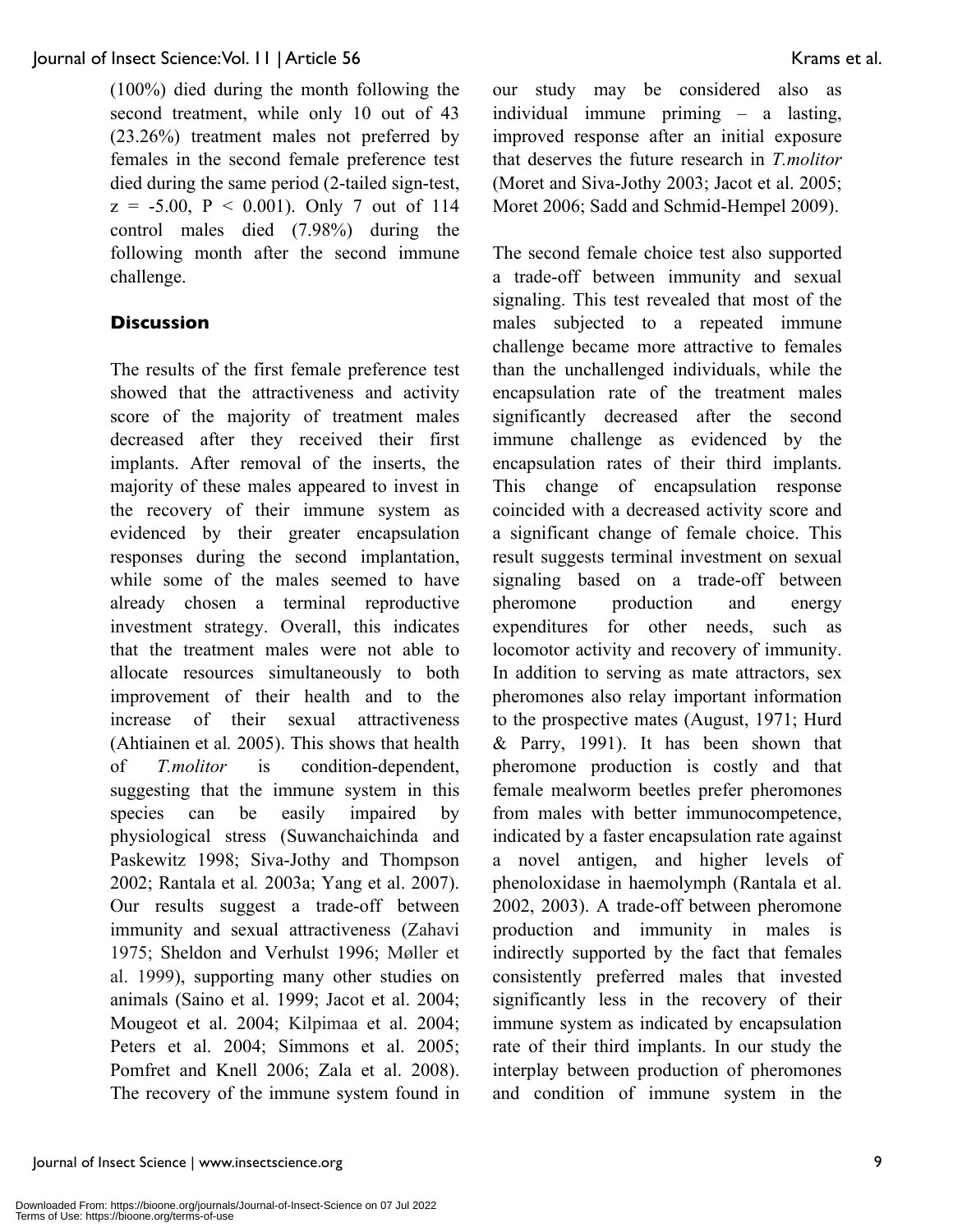(100%) died during the month following the second treatment, while only 10 out of 43 (23.26%) treatment males not preferred by females in the second female preference test died during the same period (2-tailed sign-test, $z = -5.00$, $P < 0.001$). Only 7 out of 114 control males died (7.98%) during the following month after the second immune challenge.

## Discussion

The results of the first female preference test showed that the attractiveness and activity score of the majority of treatment males decreased after they received their first implants. After removal of the inserts, the majority of these males appeared to invest in the recovery of their immune system as evidenced by their greater encapsulation responses during the second implantation, while some of the males seemed to have already chosen a terminal reproductive investment strategy. Overall, this indicates that the treatment males were not able to allocate resources simultaneously to both improvement of their health and to the increase of their sexual attractiveness (Ahtiainen et al*.* 2005). This shows that health of *T.molitor* is condition-dependent, suggesting that the immune system in this species can be easily impaired by physiological stress (Suwanchaichinda and Paskewitz 1998; Siva-Jothy and Thompson 2002; Rantala et al*.* 2003a; Yang et al. 2007). Our results suggest a trade-off between immunity and sexual attractiveness (Zahavi 1975; Sheldon and Verhulst 1996; Møller et al. 1999), supporting many other studies on animals (Saino et al. 1999; Jacot et al. 2004; Mougeot et al. 2004; Kilpimaa et al. 2004; Peters et al. 2004; Simmons et al. 2005; Pomfret and Knell 2006; Zala et al. 2008). The recovery of the immune system found in our study may be considered also as individual immune priming – a lasting, improved response after an initial exposure that deserves the future research in *T.molitor* (Moret and Siva-Jothy 2003; Jacot et al. 2005; Moret 2006; Sadd and Schmid-Hempel 2009).

The second female choice test also supported a trade-off between immunity and sexual signaling. This test revealed that most of the males subjected to a repeated immune challenge became more attractive to females than the unchallenged individuals, while the encapsulation rate of the treatment males significantly decreased after the second immune challenge as evidenced by the encapsulation rates of their third implants. This change of encapsulation response coincided with a decreased activity score and a significant change of female choice. This result suggests terminal investment on sexual signaling based on a trade-off between pheromone production and energy expenditures for other needs, such as locomotor activity and recovery of immunity. In addition to serving as mate attractors, sex pheromones also relay important information to the prospective mates (August, 1971; Hurd & Parry, 1991). It has been shown that pheromone production is costly and that female mealworm beetles prefer pheromones from males with better immunocompetence, indicated by a faster encapsulation rate against a novel antigen, and higher levels of phenoloxidase in haemolymph (Rantala et al. 2002, 2003). A trade-off between pheromone production and immunity in males is indirectly supported by the fact that females consistently preferred males that invested significantly less in the recovery of their immune system as indicated by encapsulation rate of their third implants. In our study the interplay between production of pheromones and condition of immune system in the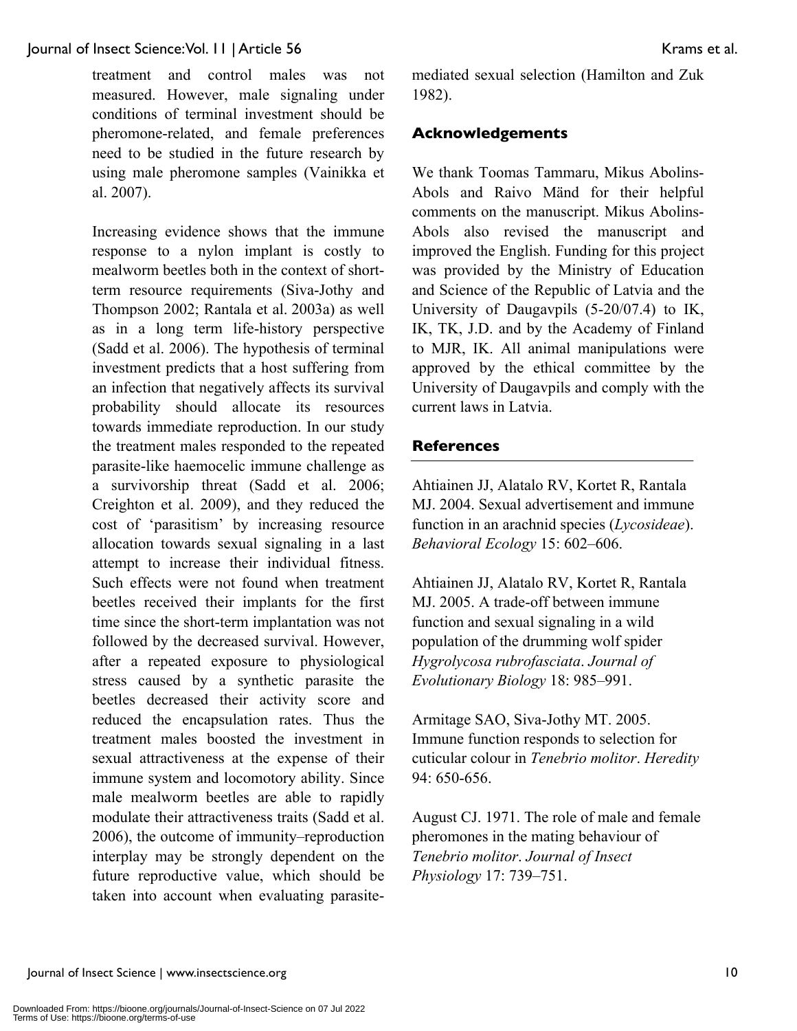treatment and control males was not measured. However, male signaling under conditions of terminal investment should be pheromone-related, and female preferences need to be studied in the future research by using male pheromone samples (Vainikka et al. 2007).

Increasing evidence shows that the immune response to a nylon implant is costly to mealworm beetles both in the context of short-term resource requirements (Siva-Jothy and Thompson 2002; Rantala et al. 2003a) as well as in a long term life-history perspective (Sadd et al. 2006). The hypothesis of terminal investment predicts that a host suffering from an infection that negatively affects its survival probability should allocate its resources towards immediate reproduction. In our study the treatment males responded to the repeated parasite-like haemocelic immune challenge as a survivorship threat (Sadd et al. 2006; Creighton et al. 2009), and they reduced the cost of 'parasitism' by increasing resource allocation towards sexual signaling in a last attempt to increase their individual fitness. Such effects were not found when treatment beetles received their implants for the first time since the short-term implantation was not followed by the decreased survival. However, after a repeated exposure to physiological stress caused by a synthetic parasite the beetles decreased their activity score and reduced the encapsulation rates. Thus the treatment males boosted the investment in sexual attractiveness at the expense of their immune system and locomotory ability. Since male mealworm beetles are able to rapidly modulate their attractiveness traits (Sadd et al. 2006), the outcome of immunity–reproduction interplay may be strongly dependent on the future reproductive value, which should be taken into account when evaluating parasite-mediated sexual selection (Hamilton and Zuk 1982).

## Acknowledgements

We thank Toomas Tammaru, Mikus Abolins-Abols and Raivo Mänd for their helpful comments on the manuscript. Mikus Abolins-Abols also revised the manuscript and improved the English. Funding for this project was provided by the Ministry of Education and Science of the Republic of Latvia and the University of Daugavpils (5-20/07.4) to IK, IK, TK, J.D. and by the Academy of Finland to MJR, IK. All animal manipulations were approved by the ethical committee by the University of Daugavpils and comply with the current laws in Latvia.

## References

Ahtiainen JJ, Alatalo RV, Kortet R, Rantala MJ. 2004. Sexual advertisement and immune function in an arachnid species (*Lycosideae*). *Behavioral Ecology* 15: 602–606.

Ahtiainen JJ, Alatalo RV, Kortet R, Rantala MJ. 2005. A trade-off between immune function and sexual signaling in a wild population of the drumming wolf spider *Hygrolycosa rubrofasciata*. *Journal of Evolutionary Biology* 18: 985–991.

Armitage SAO, Siva-Jothy MT. 2005. Immune function responds to selection for cuticular colour in *Tenebrio molitor*. *Heredity* 94: 650-656.

August CJ. 1971. The role of male and female pheromones in the mating behaviour of *Tenebrio molitor*. *Journal of Insect Physiology* 17: 739–751.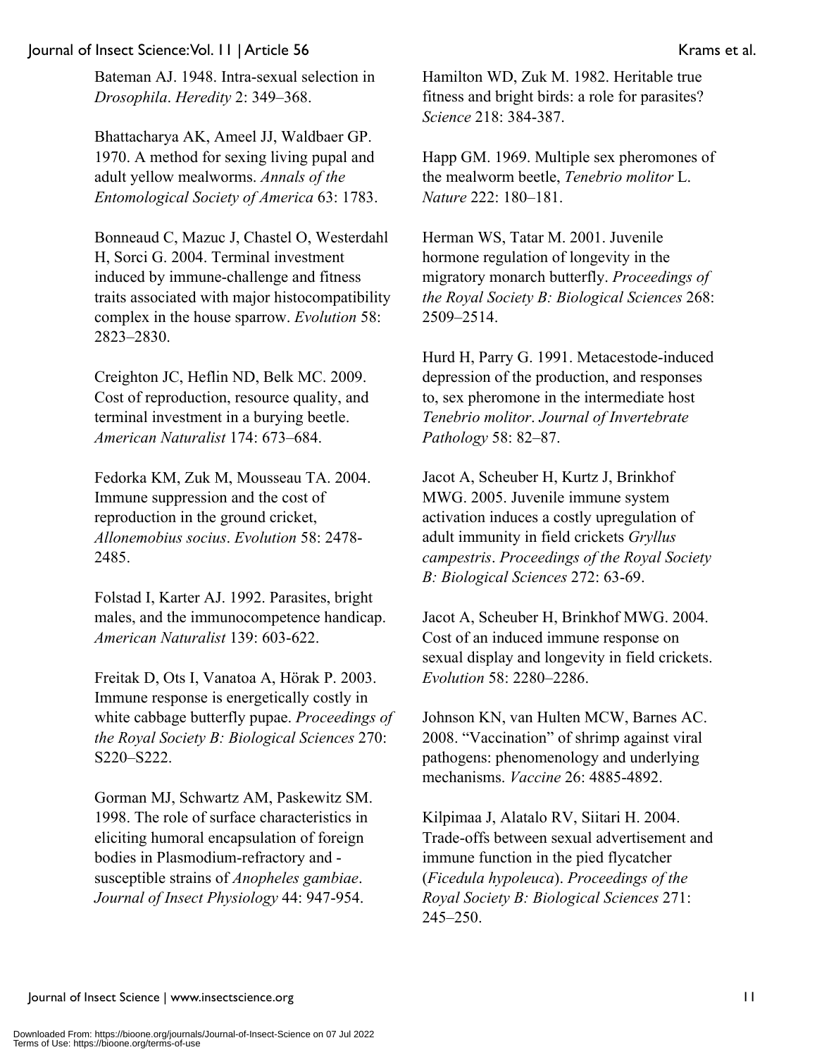Bateman AJ. 1948. Intra-sexual selection in *Drosophila*. *Heredity* 2: 349–368.

Bhattacharya AK, Ameel JJ, Waldbaer GP. 1970. A method for sexing living pupal and adult yellow mealworms. *Annals of the Entomological Society of America* 63: 1783.

Bonneaud C, Mazuc J, Chastel O, Westerdahl H, Sorci G. 2004. Terminal investment induced by immune-challenge and fitness traits associated with major histocompatibility complex in the house sparrow. *Evolution* 58: 2823–2830.

Creighton JC, Heflin ND, Belk MC. 2009. Cost of reproduction, resource quality, and terminal investment in a burying beetle. *American Naturalist* 174: 673–684.

Fedorka KM, Zuk M, Mousseau TA. 2004. Immune suppression and the cost of reproduction in the ground cricket, *Allonemobius socius*. *Evolution* 58: 2478-2485.

Folstad I, Karter AJ. 1992. Parasites, bright males, and the immunocompetence handicap. *American Naturalist* 139: 603-622.

Freitak D, Ots I, Vanatoa A, Hörak P. 2003. Immune response is energetically costly in white cabbage butterfly pupae. *Proceedings of the Royal Society B: Biological Sciences* 270: S220–S222.

Gorman MJ, Schwartz AM, Paskewitz SM. 1998. The role of surface characteristics in eliciting humoral encapsulation of foreign bodies in Plasmodium-refractory and -susceptible strains of *Anopheles gambiae*. *Journal of Insect Physiology* 44: 947-954.

Hamilton WD, Zuk M. 1982. Heritable true fitness and bright birds: a role for parasites? *Science* 218: 384-387.

Happ GM. 1969. Multiple sex pheromones of the mealworm beetle, *Tenebrio molitor* L. *Nature* 222: 180–181.

Herman WS, Tatar M. 2001. Juvenile hormone regulation of longevity in the migratory monarch butterfly. *Proceedings of the Royal Society B: Biological Sciences* 268: 2509–2514.

Hurd H, Parry G. 1991. Metacestode-induced depression of the production, and responses to, sex pheromone in the intermediate host *Tenebrio molitor*. *Journal of Invertebrate Pathology* 58: 82–87.

Jacot A, Scheuber H, Kurtz J, Brinkhof MWG. 2005. Juvenile immune system activation induces a costly upregulation of adult immunity in field crickets *Gryllus campestris*. *Proceedings of the Royal Society B: Biological Sciences* 272: 63-69.

Jacot A, Scheuber H, Brinkhof MWG. 2004. Cost of an induced immune response on sexual display and longevity in field crickets. *Evolution* 58: 2280–2286.

Johnson KN, van Hulten MCW, Barnes AC. 2008. "Vaccination" of shrimp against viral pathogens: phenomenology and underlying mechanisms. *Vaccine* 26: 4885-4892.

Kilpimaa J, Alatalo RV, Siitari H. 2004. Trade-offs between sexual advertisement and immune function in the pied flycatcher (*Ficedula hypoleuca*). *Proceedings of the Royal Society B: Biological Sciences* 271: 245–250.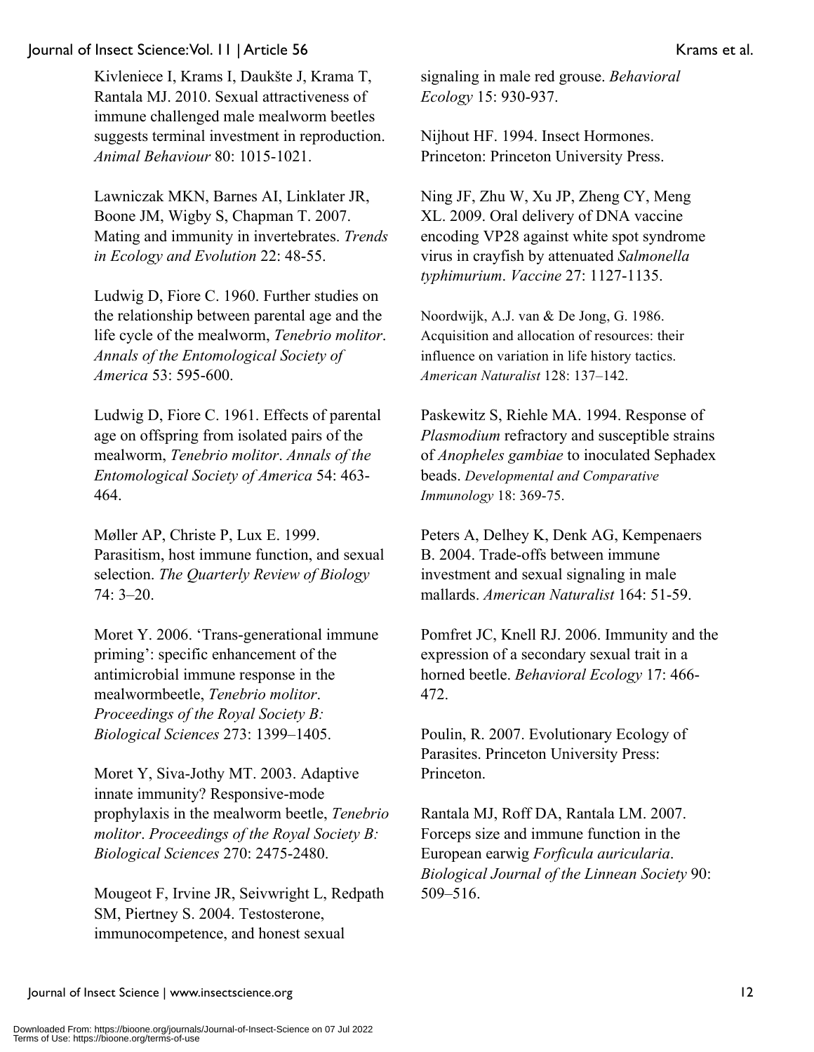Kivleniece I, Krams I, Daukšte J, Krama T, Rantala MJ. 2010. Sexual attractiveness of immune challenged male mealworm beetles suggests terminal investment in reproduction. *Animal Behaviour* 80: 1015-1021.

Lawniczak MKN, Barnes AI, Linklater JR, Boone JM, Wigby S, Chapman T. 2007. Mating and immunity in invertebrates. *Trends in Ecology and Evolution* 22: 48-55.

Ludwig D, Fiore C. 1960. Further studies on the relationship between parental age and the life cycle of the mealworm, *Tenebrio molitor*. *Annals of the Entomological Society of America* 53: 595-600.

Ludwig D, Fiore C. 1961. Effects of parental age on offspring from isolated pairs of the mealworm, *Tenebrio molitor*. *Annals of the Entomological Society of America* 54: 463-464.

Møller AP, Christe P, Lux E. 1999. Parasitism, host immune function, and sexual selection. *The Quarterly Review of Biology* 74: 3–20.

Moret Y. 2006. 'Trans-generational immune priming': specific enhancement of the antimicrobial immune response in the mealwormbeetle, *Tenebrio molitor*. *Proceedings of the Royal Society B: Biological Sciences* 273: 1399–1405.

Moret Y, Siva-Jothy MT. 2003. Adaptive innate immunity? Responsive-mode prophylaxis in the mealworm beetle, *Tenebrio molitor*. *Proceedings of the Royal Society B: Biological Sciences* 270: 2475-2480.

Mougeot F, Irvine JR, Seivwright L, Redpath SM, Piertney S. 2004. Testosterone, immunocompetence, and honest sexual signaling in male red grouse. *Behavioral Ecology* 15: 930-937.

Nijhout HF. 1994. Insect Hormones. Princeton: Princeton University Press.

Ning JF, Zhu W, Xu JP, Zheng CY, Meng XL. 2009. Oral delivery of DNA vaccine encoding VP28 against white spot syndrome virus in crayfish by attenuated *Salmonella typhimurium*. *Vaccine* 27: 1127-1135.

Noordwijk, A.J. van & De Jong, G. 1986. Acquisition and allocation of resources: their influence on variation in life history tactics. *American Naturalist* 128: 137–142.

Paskewitz S, Riehle MA. 1994. Response of *Plasmodium* refractory and susceptible strains of *Anopheles gambiae* to inoculated Sephadex beads. *Developmental and Comparative Immunology* 18: 369-75.

Peters A, Delhey K, Denk AG, Kempenaers B. 2004. Trade-offs between immune investment and sexual signaling in male mallards. *American Naturalist* 164: 51-59.

Pomfret JC, Knell RJ. 2006. Immunity and the expression of a secondary sexual trait in a horned beetle. *Behavioral Ecology* 17: 466-472.

Poulin, R. 2007. Evolutionary Ecology of Parasites. Princeton University Press: Princeton.

Rantala MJ, Roff DA, Rantala LM. 2007. Forceps size and immune function in the European earwig *Forficula auricularia*. *Biological Journal of the Linnean Society* 90: 509–516.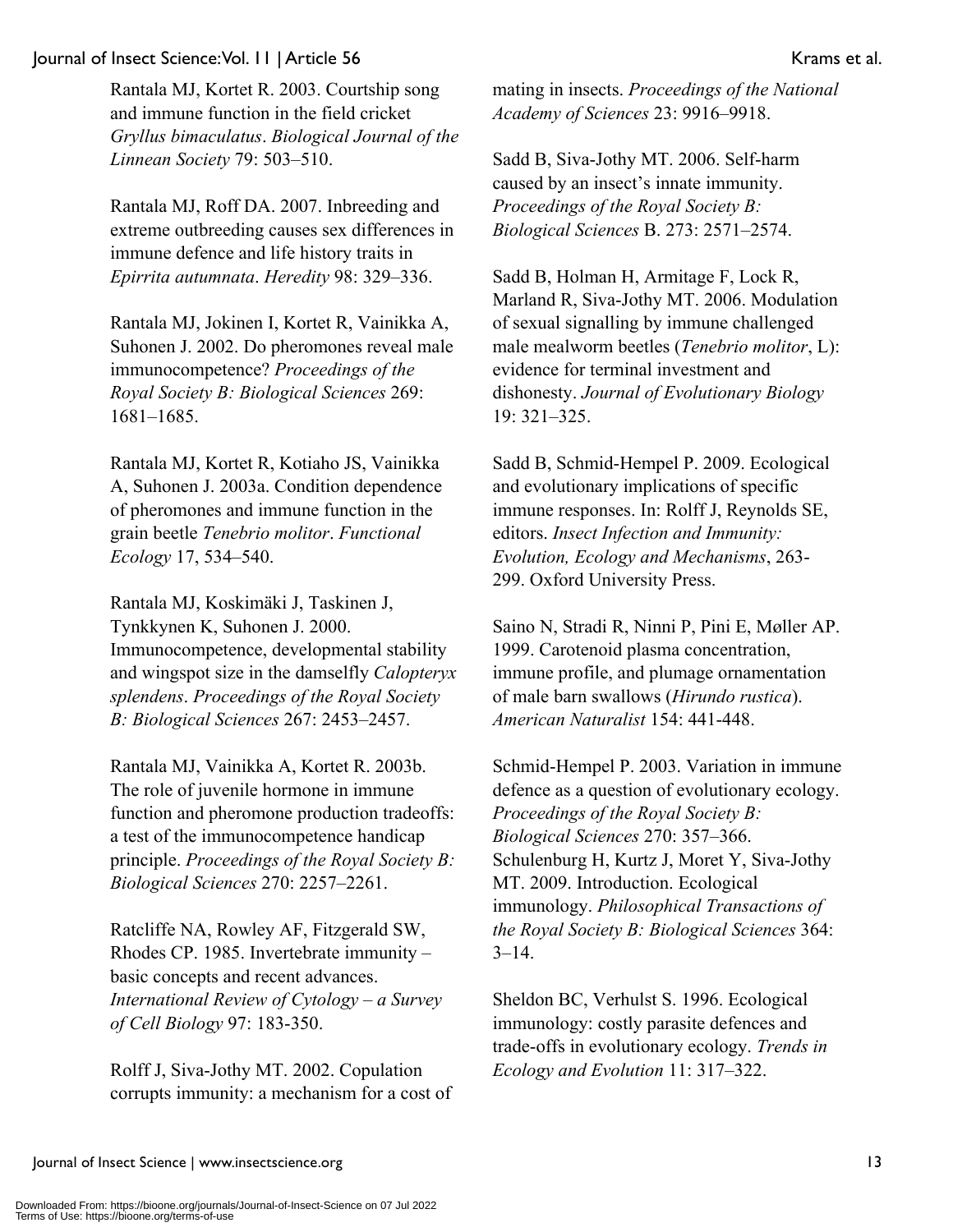Rantala MJ, Kortet R. 2003. Courtship song and immune function in the field cricket *Gryllus bimaculatus*. *Biological Journal of the Linnean Society* 79: 503–510.

Rantala MJ, Roff DA. 2007. Inbreeding and extreme outbreeding causes sex differences in immune defence and life history traits in *Epirrita autumnata*. *Heredity* 98: 329–336.

Rantala MJ, Jokinen I, Kortet R, Vainikka A, Suhonen J. 2002. Do pheromones reveal male immunocompetence? *Proceedings of the Royal Society B: Biological Sciences* 269: 1681–1685.

Rantala MJ, Kortet R, Kotiaho JS, Vainikka A, Suhonen J. 2003a. Condition dependence of pheromones and immune function in the grain beetle *Tenebrio molitor*. *Functional Ecology* 17, 534–540.

Rantala MJ, Koskimäki J, Taskinen J, Tynkkynen K, Suhonen J. 2000. Immunocompetence, developmental stability and wingspot size in the damselfly *Calopteryx splendens*. *Proceedings of the Royal Society B: Biological Sciences* 267: 2453–2457.

Rantala MJ, Vainikka A, Kortet R. 2003b. The role of juvenile hormone in immune function and pheromone production tradeoffs: a test of the immunocompetence handicap principle. *Proceedings of the Royal Society B: Biological Sciences* 270: 2257–2261.

Ratcliffe NA, Rowley AF, Fitzgerald SW, Rhodes CP. 1985. Invertebrate immunity – basic concepts and recent advances. *International Review of Cytology – a Survey of Cell Biology* 97: 183-350.

Rolff J, Siva-Jothy MT. 2002. Copulation corrupts immunity: a mechanism for a cost of mating in insects. *Proceedings of the National Academy of Sciences* 23: 9916–9918.

Sadd B, Siva-Jothy MT. 2006. Self-harm caused by an insect's innate immunity. *Proceedings of the Royal Society B: Biological Sciences* B. 273: 2571–2574.

Sadd B, Holman H, Armitage F, Lock R, Marland R, Siva-Jothy MT. 2006. Modulation of sexual signalling by immune challenged male mealworm beetles (*Tenebrio molitor*, L): evidence for terminal investment and dishonesty. *Journal of Evolutionary Biology* 19: 321–325.

Sadd B, Schmid-Hempel P. 2009. Ecological and evolutionary implications of specific immune responses. In: Rolff J, Reynolds SE, editors. *Insect Infection and Immunity: Evolution, Ecology and Mechanisms*, 263-299. Oxford University Press.

Saino N, Stradi R, Ninni P, Pini E, Møller AP. 1999. Carotenoid plasma concentration, immune profile, and plumage ornamentation of male barn swallows (*Hirundo rustica*). *American Naturalist* 154: 441-448.

Schmid-Hempel P. 2003. Variation in immune defence as a question of evolutionary ecology. *Proceedings of the Royal Society B: Biological Sciences* 270: 357–366.

Schulenburg H, Kurtz J, Moret Y, Siva-Jothy MT. 2009. Introduction. Ecological immunology. *Philosophical Transactions of the Royal Society B: Biological Sciences* 364: 3–14.

Sheldon BC, Verhulst S. 1996. Ecological immunology: costly parasite defences and trade-offs in evolutionary ecology. *Trends in Ecology and Evolution* 11: 317–322.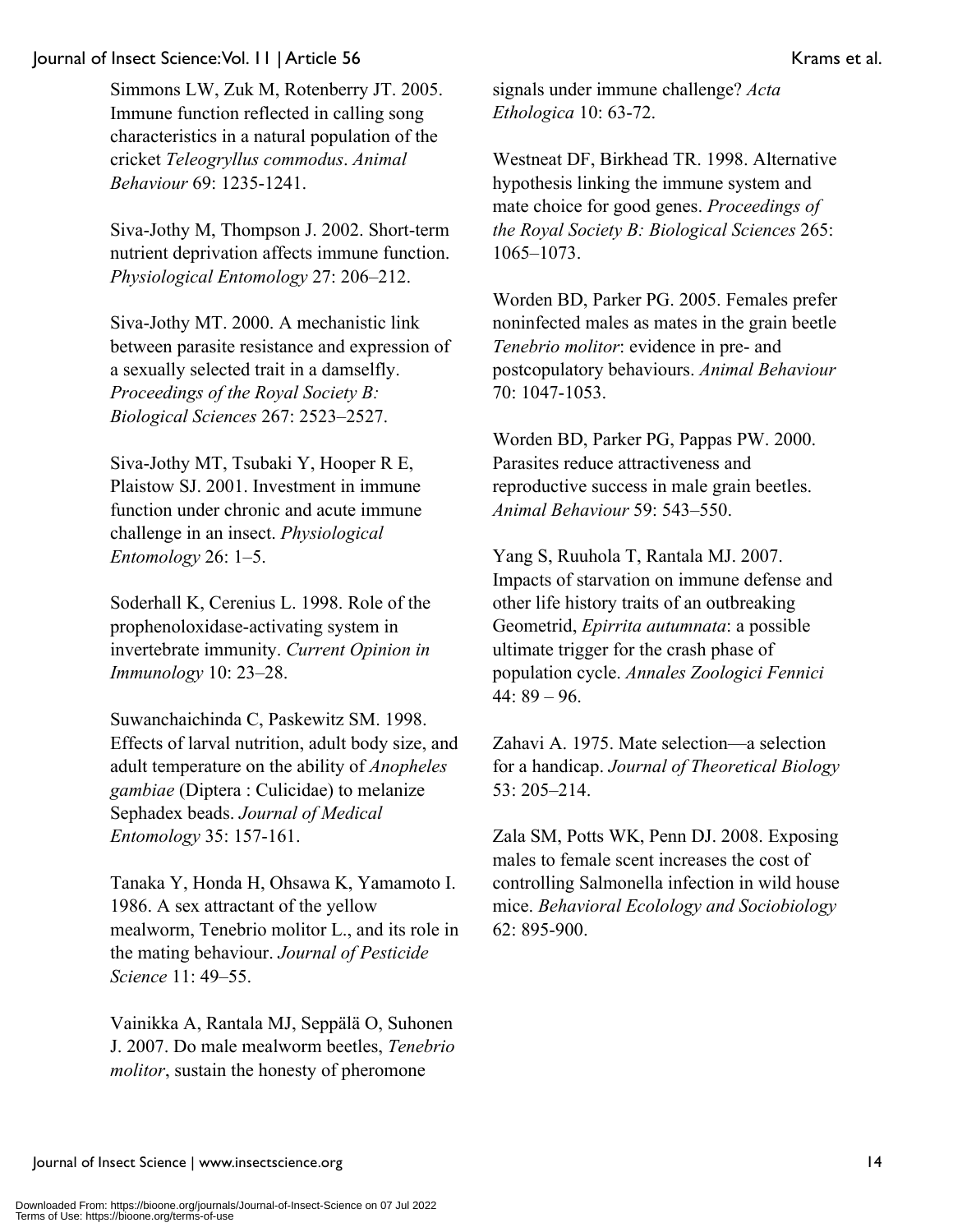Simmons LW, Zuk M, Rotenberry JT. 2005. Immune function reflected in calling song characteristics in a natural population of the cricket *Teleogryllus commodus*. *Animal Behaviour* 69: 1235-1241.

Siva-Jothy M, Thompson J. 2002. Short-term nutrient deprivation affects immune function. *Physiological Entomology* 27: 206–212.

Siva-Jothy MT. 2000. A mechanistic link between parasite resistance and expression of a sexually selected trait in a damselfly. *Proceedings of the Royal Society B: Biological Sciences* 267: 2523–2527.

Siva-Jothy MT, Tsubaki Y, Hooper R E, Plaistow SJ. 2001. Investment in immune function under chronic and acute immune challenge in an insect. *Physiological Entomology* 26: 1–5.

Soderhall K, Cerenius L. 1998. Role of the prophenoloxidase-activating system in invertebrate immunity. *Current Opinion in Immunology* 10: 23–28.

Suwanchaichinda C, Paskewitz SM. 1998. Effects of larval nutrition, adult body size, and adult temperature on the ability of *Anopheles gambiae* (Diptera : Culicidae) to melanize Sephadex beads. *Journal of Medical Entomology* 35: 157-161.

Tanaka Y, Honda H, Ohsawa K, Yamamoto I. 1986. A sex attractant of the yellow mealworm, Tenebrio molitor L., and its role in the mating behaviour. *Journal of Pesticide Science* 11: 49–55.

Vainikka A, Rantala MJ, Seppälä O, Suhonen J. 2007. Do male mealworm beetles, *Tenebrio molitor*, sustain the honesty of pheromone signals under immune challenge? *Acta Ethologica* 10: 63-72.

Westneat DF, Birkhead TR. 1998. Alternative hypothesis linking the immune system and mate choice for good genes. *Proceedings of the Royal Society B: Biological Sciences* 265: 1065–1073.

Worden BD, Parker PG. 2005. Females prefer noninfected males as mates in the grain beetle *Tenebrio molitor*: evidence in pre- and postcopulatory behaviours. *Animal Behaviour* 70: 1047-1053.

Worden BD, Parker PG, Pappas PW. 2000. Parasites reduce attractiveness and reproductive success in male grain beetles. *Animal Behaviour* 59: 543–550.

Yang S, Ruuhola T, Rantala MJ. 2007. Impacts of starvation on immune defense and other life history traits of an outbreaking Geometrid, *Epirrita autumnata*: a possible ultimate trigger for the crash phase of population cycle. *Annales Zoologici Fennici* 44: 89 – 96.

Zahavi A. 1975. Mate selection—a selection for a handicap. *Journal of Theoretical Biology* 53: 205–214.

Zala SM, Potts WK, Penn DJ. 2008. Exposing males to female scent increases the cost of controlling Salmonella infection in wild house mice. *Behavioral Ecology and Sociobiology* 62: 895-900.